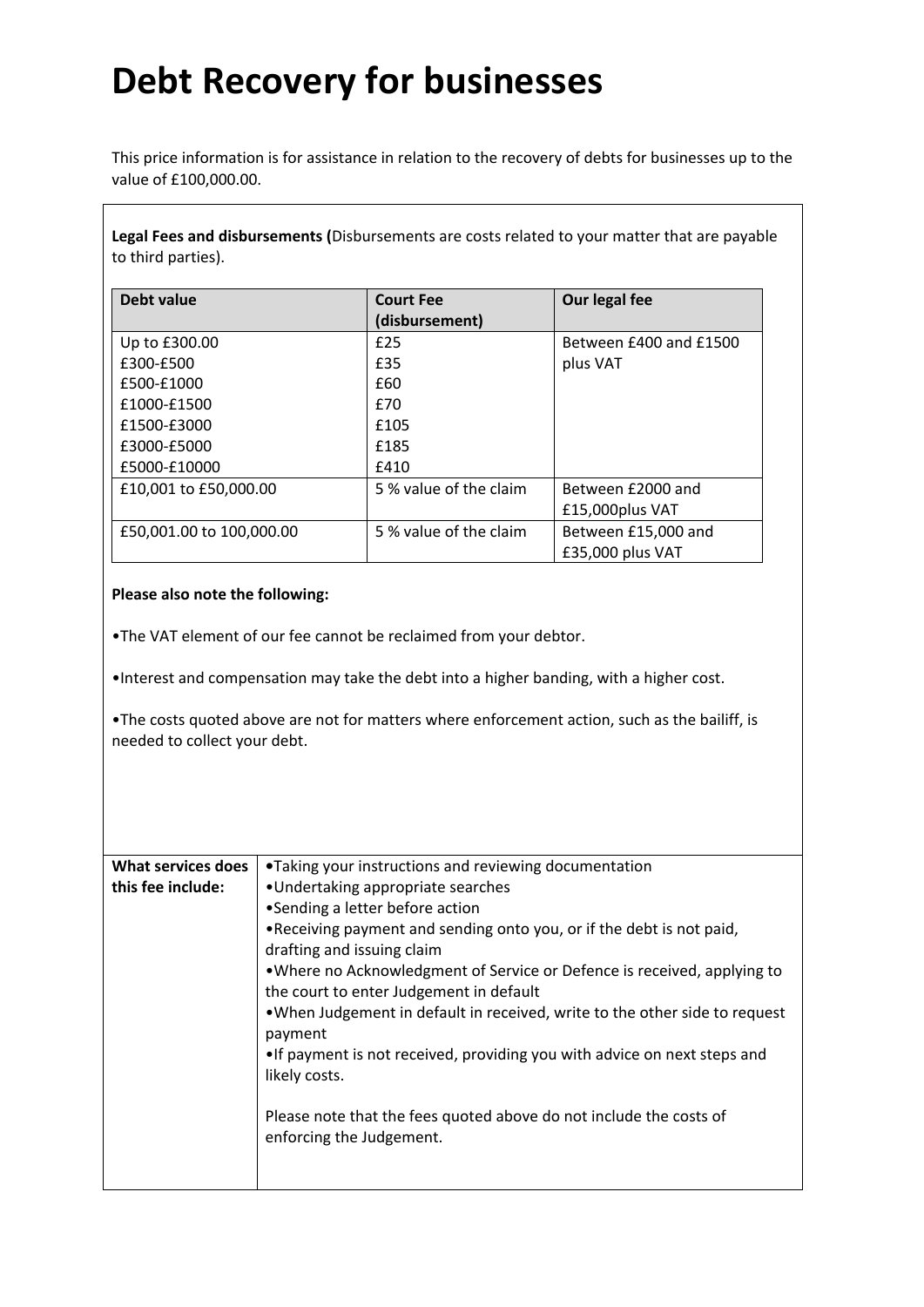# Debt Recovery for businesses

This price information is for assistance in relation to the recovery of debts for businesses up to the value of £100,000.00.

**Legal Fees and disbursements (**Disbursements are costs related to your matter that are payable to third parties).

| Debt value | Court Fee (disbursement) | Our legal fee |
|---|---|---|
| Up to £300.00 | £25 | Between £400 and £1500 plus VAT |
| £300-£500 | £35 | |
| £500-£1000 | £60 | |
| £1000-£1500 | £70 | |
| £1500-£3000 | £105 | |
| £3000-£5000 | £185 | |
| £5000-£10000 | £410 | |
| £10,001 to £50,000.00 | 5 % value of the claim | Between £2000 and £15,000plus VAT |
| £50,001.00 to 100,000.00 | 5 % value of the claim | Between £15,000 and £35,000 plus VAT |

**Please also note the following:**

•The VAT element of our fee cannot be reclaimed from your debtor.

•Interest and compensation may take the debt into a higher banding, with a higher cost.

•The costs quoted above are not for matters where enforcement action, such as the bailiff, is needed to collect your debt.

| **What services does this fee include:** | •Taking your instructions and reviewing documentation<br>•Undertaking appropriate searches<br>•Sending a letter before action<br>•Receiving payment and sending onto you, or if the debt is not paid, drafting and issuing claim<br>•Where no Acknowledgment of Service or Defence is received, applying to the court to enter Judgement in default<br>•When Judgement in default in received, write to the other side to request payment<br>•If payment is not received, providing you with advice on next steps and likely costs.<br><br>Please note that the fees quoted above do not include the costs of enforcing the Judgement. |
|---|---|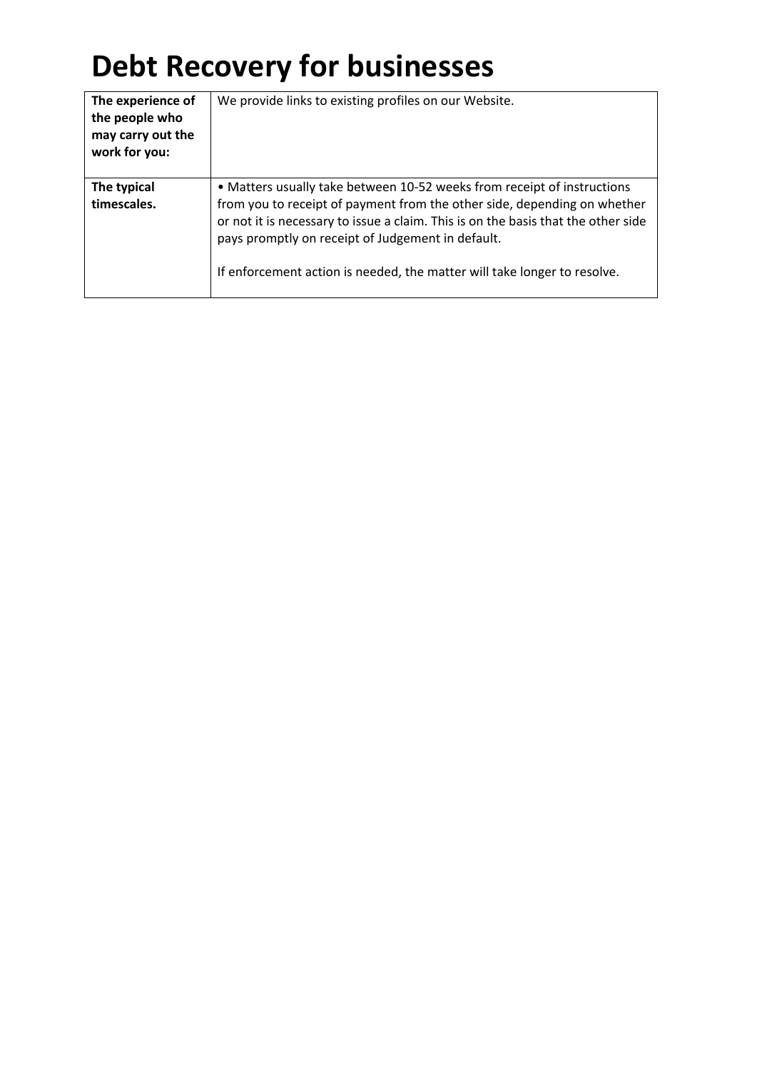# Debt Recovery for businesses

| | |
|---|---|
| **The experience of the people who may carry out the work for you:** | We provide links to existing profiles on our Website. |
| **The typical timescales.** | • Matters usually take between 10-52 weeks from receipt of instructions from you to receipt of payment from the other side, depending on whether or not it is necessary to issue a claim. This is on the basis that the other side pays promptly on receipt of Judgement in default.<br><br>If enforcement action is needed, the matter will take longer to resolve. |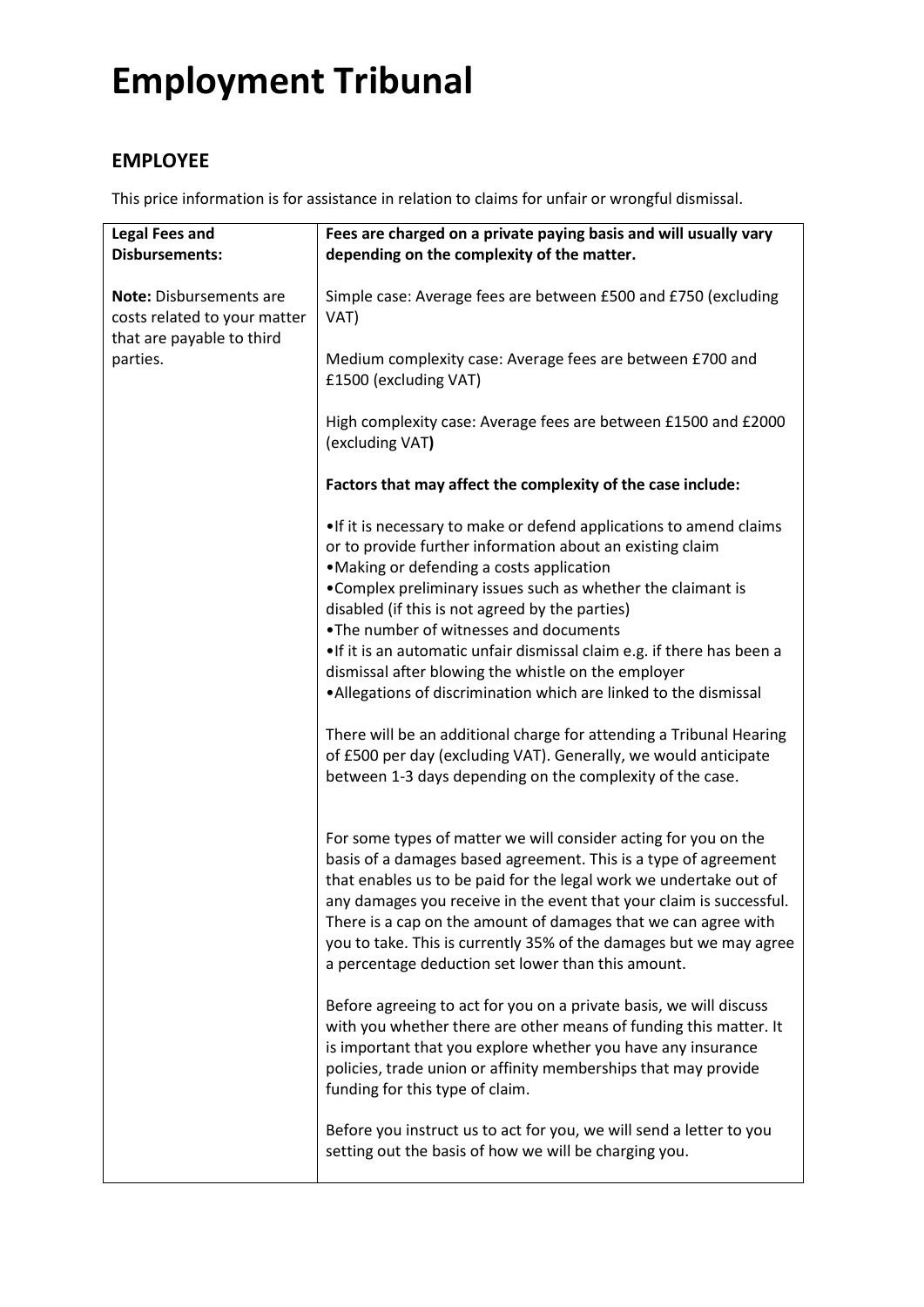# Employment Tribunal

## EMPLOYEE

This price information is for assistance in relation to claims for unfair or wrongful dismissal.

| **Legal Fees and Disbursements:**<br><br>**Note:** Disbursements are costs related to your matter that are payable to third parties. | **Fees are charged on a private paying basis and will usually vary depending on the complexity of the matter.**<br><br>Simple case: Average fees are between £500 and £750 (excluding VAT)<br><br>Medium complexity case: Average fees are between £700 and £1500 (excluding VAT)<br><br>High complexity case: Average fees are between £1500 and £2000 (excluding VAT**)**<br><br>**Factors that may affect the complexity of the case include:**<br><br>•If it is necessary to make or defend applications to amend claims or to provide further information about an existing claim<br>•Making or defending a costs application<br>•Complex preliminary issues such as whether the claimant is disabled (if this is not agreed by the parties)<br>•The number of witnesses and documents<br>•If it is an automatic unfair dismissal claim e.g. if there has been a dismissal after blowing the whistle on the employer<br>•Allegations of discrimination which are linked to the dismissal<br><br>There will be an additional charge for attending a Tribunal Hearing of £500 per day (excluding VAT). Generally, we would anticipate between 1-3 days depending on the complexity of the case.<br><br>For some types of matter we will consider acting for you on the basis of a damages based agreement. This is a type of agreement that enables us to be paid for the legal work we undertake out of any damages you receive in the event that your claim is successful. There is a cap on the amount of damages that we can agree with you to take. This is currently 35% of the damages but we may agree a percentage deduction set lower than this amount.<br><br>Before agreeing to act for you on a private basis, we will discuss with you whether there are other means of funding this matter. It is important that you explore whether you have any insurance policies, trade union or affinity memberships that may provide funding for this type of claim.<br><br>Before you instruct us to act for you, we will send a letter to you setting out the basis of how we will be charging you. |
|---|---|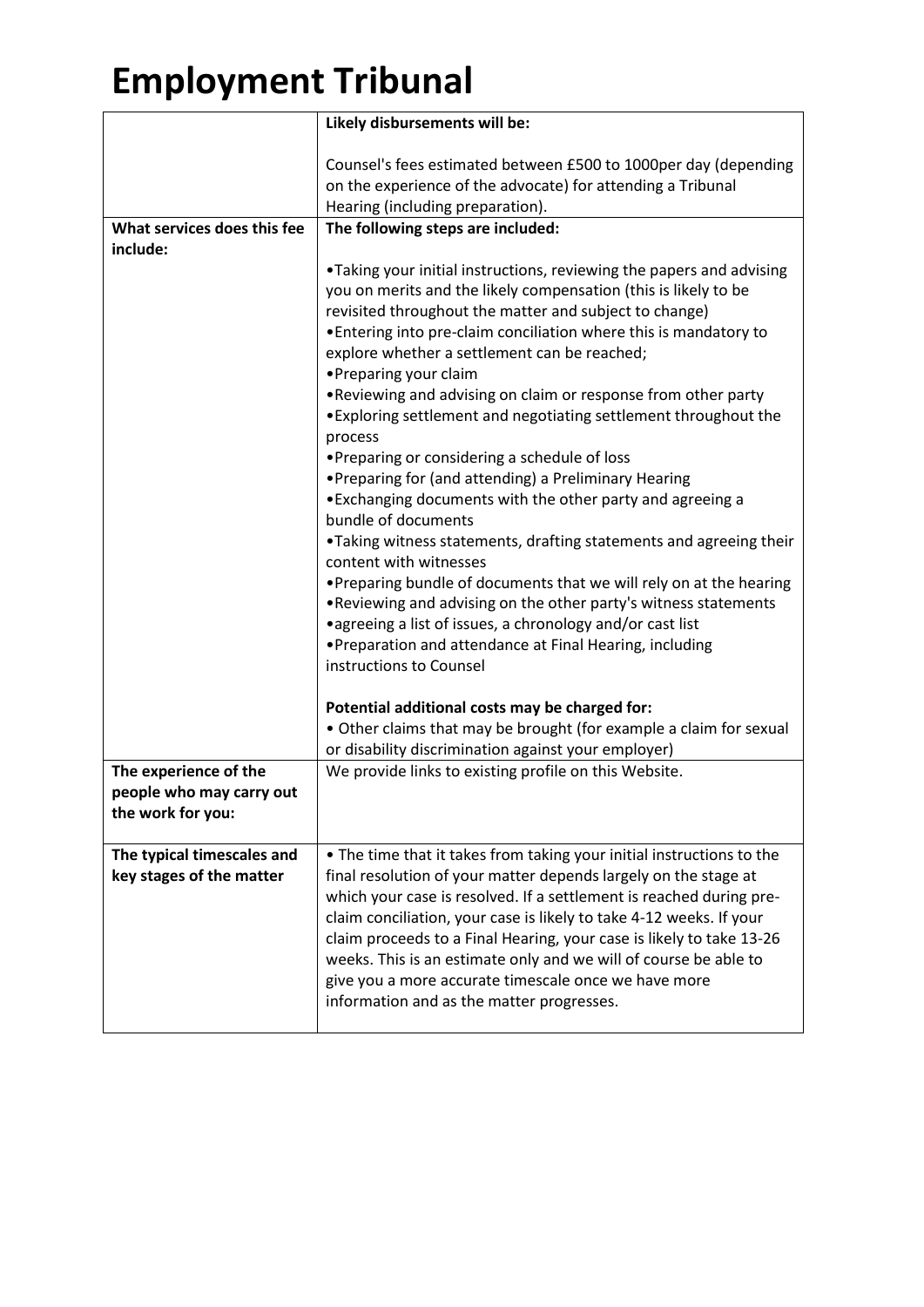# Employment Tribunal

| | |
|---|---|
| | **Likely disbursements will be:**<br><br>Counsel's fees estimated between £500 to 1000per day (depending on the experience of the advocate) for attending a Tribunal Hearing (including preparation). |
| **What services does this fee include:** | **The following steps are included:**<br><br>•Taking your initial instructions, reviewing the papers and advising you on merits and the likely compensation (this is likely to be revisited throughout the matter and subject to change)<br>•Entering into pre-claim conciliation where this is mandatory to explore whether a settlement can be reached;<br>•Preparing your claim<br>•Reviewing and advising on claim or response from other party<br>•Exploring settlement and negotiating settlement throughout the process<br>•Preparing or considering a schedule of loss<br>•Preparing for (and attending) a Preliminary Hearing<br>•Exchanging documents with the other party and agreeing a bundle of documents<br>•Taking witness statements, drafting statements and agreeing their content with witnesses<br>•Preparing bundle of documents that we will rely on at the hearing<br>•Reviewing and advising on the other party's witness statements<br>•agreeing a list of issues, a chronology and/or cast list<br>•Preparation and attendance at Final Hearing, including instructions to Counsel<br><br>**Potential additional costs may be charged for:**<br>• Other claims that may be brought (for example a claim for sexual or disability discrimination against your employer) |
| **The experience of the people who may carry out the work for you:** | We provide links to existing profile on this Website. |
| **The typical timescales and key stages of the matter** | • The time that it takes from taking your initial instructions to the final resolution of your matter depends largely on the stage at which your case is resolved. If a settlement is reached during pre-claim conciliation, your case is likely to take 4-12 weeks. If your claim proceeds to a Final Hearing, your case is likely to take 13-26 weeks. This is an estimate only and we will of course be able to give you a more accurate timescale once we have more information and as the matter progresses. |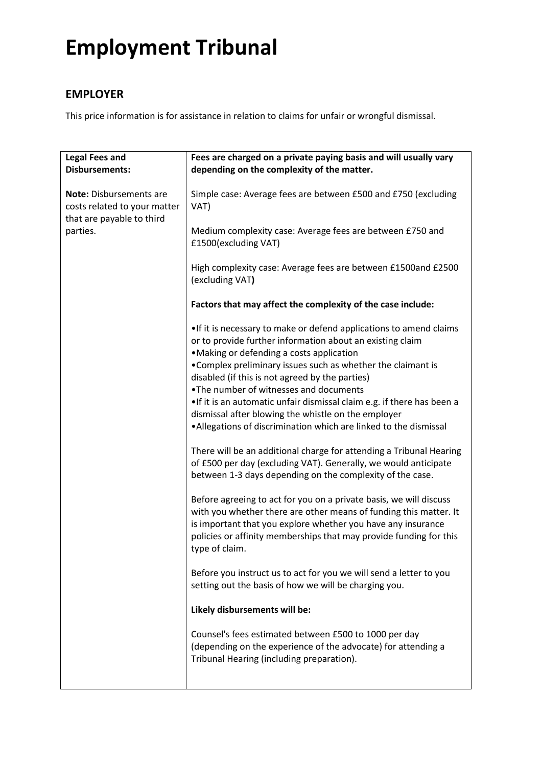# Employment Tribunal

## EMPLOYER

This price information is for assistance in relation to claims for unfair or wrongful dismissal.

| **Legal Fees and Disbursements:**<br><br>**Note:** Disbursements are costs related to your matter that are payable to third parties. | **Fees are charged on a private paying basis and will usually vary depending on the complexity of the matter.**<br><br>Simple case: Average fees are between £500 and £750 (excluding VAT)<br><br>Medium complexity case: Average fees are between £750 and £1500(excluding VAT)<br><br>High complexity case: Average fees are between £1500and £2500 (excluding VAT**)**<br><br>**Factors that may affect the complexity of the case include:**<br><br>•If it is necessary to make or defend applications to amend claims or to provide further information about an existing claim<br>•Making or defending a costs application<br>•Complex preliminary issues such as whether the claimant is disabled (if this is not agreed by the parties)<br>•The number of witnesses and documents<br>•If it is an automatic unfair dismissal claim e.g. if there has been a dismissal after blowing the whistle on the employer<br>•Allegations of discrimination which are linked to the dismissal<br><br>There will be an additional charge for attending a Tribunal Hearing of £500 per day (excluding VAT). Generally, we would anticipate between 1-3 days depending on the complexity of the case.<br><br>Before agreeing to act for you on a private basis, we will discuss with you whether there are other means of funding this matter. It is important that you explore whether you have any insurance policies or affinity memberships that may provide funding for this type of claim.<br><br>Before you instruct us to act for you we will send a letter to you setting out the basis of how we will be charging you.<br><br>**Likely disbursements will be:**<br><br>Counsel's fees estimated between £500 to 1000 per day (depending on the experience of the advocate) for attending a Tribunal Hearing (including preparation). |
|---|---|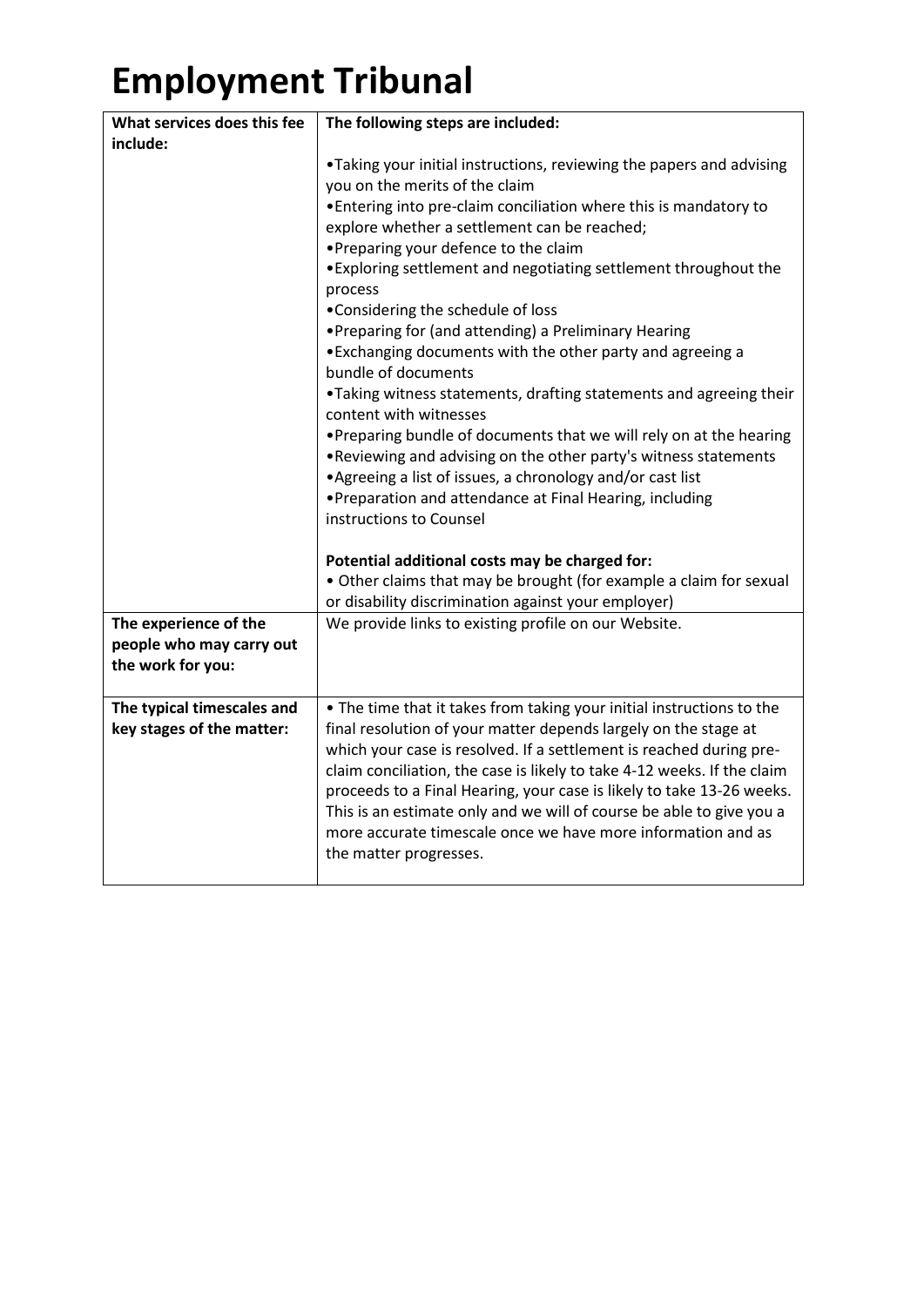# Employment Tribunal

| **What services does this fee include:** | **The following steps are included:**<br><br>•Taking your initial instructions, reviewing the papers and advising you on the merits of the claim<br>•Entering into pre-claim conciliation where this is mandatory to explore whether a settlement can be reached;<br>•Preparing your defence to the claim<br>•Exploring settlement and negotiating settlement throughout the process<br>•Considering the schedule of loss<br>•Preparing for (and attending) a Preliminary Hearing<br>•Exchanging documents with the other party and agreeing a bundle of documents<br>•Taking witness statements, drafting statements and agreeing their content with witnesses<br>•Preparing bundle of documents that we will rely on at the hearing<br>•Reviewing and advising on the other party's witness statements<br>•Agreeing a list of issues, a chronology and/or cast list<br>•Preparation and attendance at Final Hearing, including instructions to Counsel<br><br>**Potential additional costs may be charged for:**<br>• Other claims that may be brought (for example a claim for sexual or disability discrimination against your employer) |
|---|---|
| **The experience of the people who may carry out the work for you:** | We provide links to existing profile on our Website. |
| **The typical timescales and key stages of the matter:** | • The time that it takes from taking your initial instructions to the final resolution of your matter depends largely on the stage at which your case is resolved. If a settlement is reached during pre-claim conciliation, the case is likely to take 4-12 weeks. If the claim proceeds to a Final Hearing, your case is likely to take 13-26 weeks. This is an estimate only and we will of course be able to give you a more accurate timescale once we have more information and as the matter progresses. |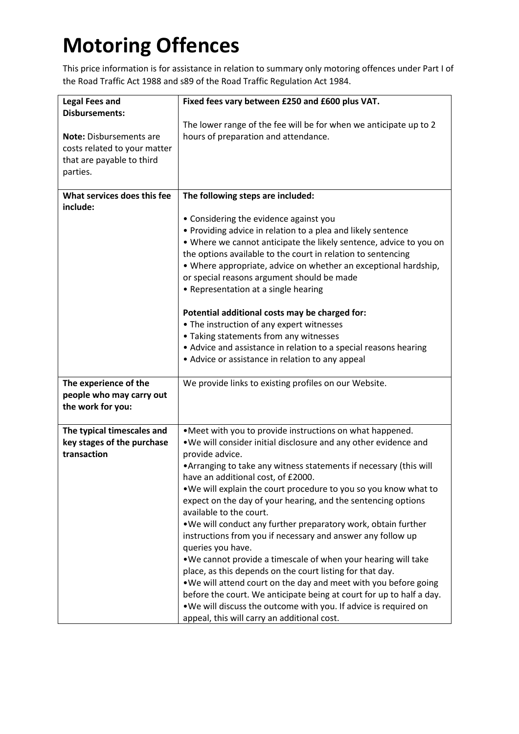# Motoring Offences

This price information is for assistance in relation to summary only motoring offences under Part I of the Road Traffic Act 1988 and s89 of the Road Traffic Regulation Act 1984.

| | |
|---|---|
| **Legal Fees and Disbursements:**<br><br>**Note:** Disbursements are costs related to your matter that are payable to third parties. | **Fixed fees vary between £250 and £600 plus VAT.**<br><br>The lower range of the fee will be for when we anticipate up to 2 hours of preparation and attendance. |
| **What services does this fee include:** | **The following steps are included:**<br><br>• Considering the evidence against you<br>• Providing advice in relation to a plea and likely sentence<br>• Where we cannot anticipate the likely sentence, advice to you on the options available to the court in relation to sentencing<br>• Where appropriate, advice on whether an exceptional hardship, or special reasons argument should be made<br>• Representation at a single hearing<br><br>**Potential additional costs may be charged for:**<br>• The instruction of any expert witnesses<br>• Taking statements from any witnesses<br>• Advice and assistance in relation to a special reasons hearing<br>• Advice or assistance in relation to any appeal |
| **The experience of the people who may carry out the work for you:** | We provide links to existing profiles on our Website. |
| **The typical timescales and key stages of the purchase transaction** | •Meet with you to provide instructions on what happened.<br>•We will consider initial disclosure and any other evidence and provide advice.<br>•Arranging to take any witness statements if necessary (this will have an additional cost, of £2000.<br>•We will explain the court procedure to you so you know what to expect on the day of your hearing, and the sentencing options available to the court.<br>•We will conduct any further preparatory work, obtain further instructions from you if necessary and answer any follow up queries you have.<br>•We cannot provide a timescale of when your hearing will take place, as this depends on the court listing for that day.<br>•We will attend court on the day and meet with you before going before the court. We anticipate being at court for up to half a day.<br>•We will discuss the outcome with you. If advice is required on appeal, this will carry an additional cost. |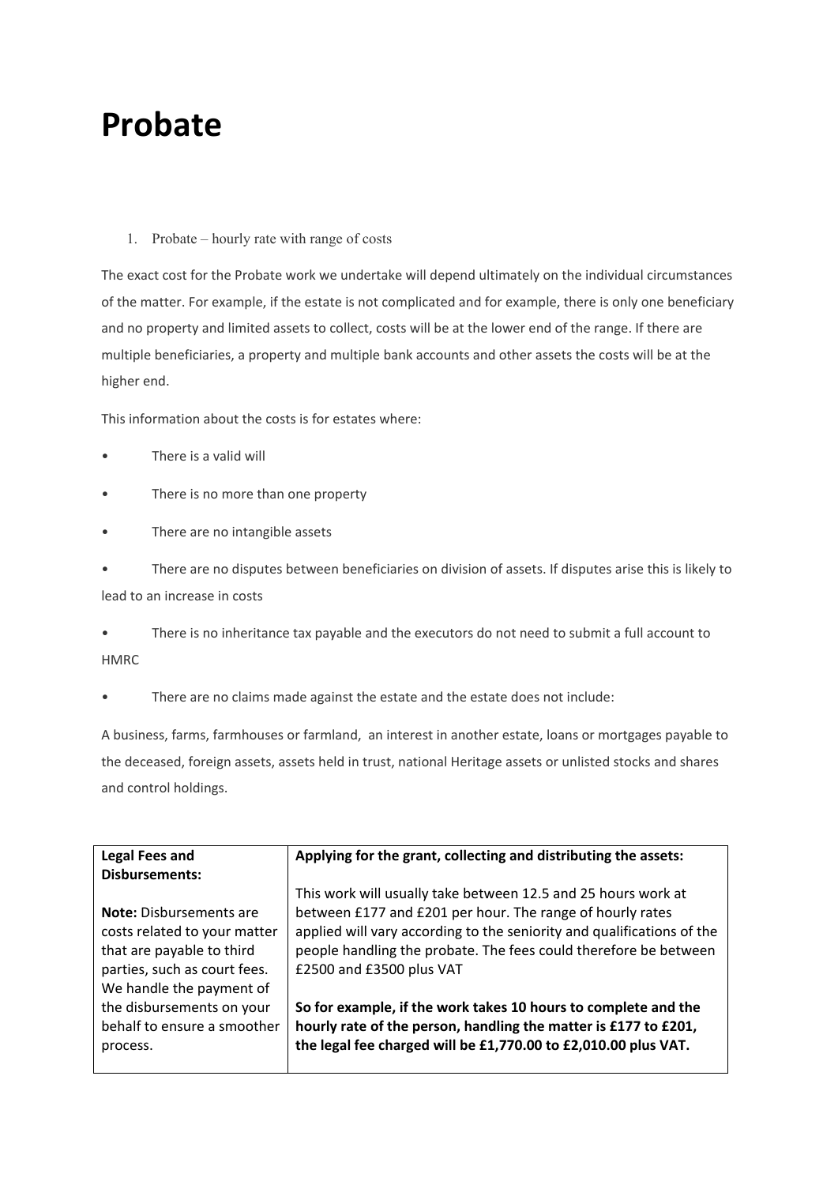# Probate

1. Probate – hourly rate with range of costs

The exact cost for the Probate work we undertake will depend ultimately on the individual circumstances of the matter. For example, if the estate is not complicated and for example, there is only one beneficiary and no property and limited assets to collect, costs will be at the lower end of the range. If there are multiple beneficiaries, a property and multiple bank accounts and other assets the costs will be at the higher end.

This information about the costs is for estates where:

- There is a valid will
- There is no more than one property
- There are no intangible assets
- There are no disputes between beneficiaries on division of assets. If disputes arise this is likely to lead to an increase in costs
- There is no inheritance tax payable and the executors do not need to submit a full account to HMRC
- There are no claims made against the estate and the estate does not include:

A business, farms, farmhouses or farmland, an interest in another estate, loans or mortgages payable to the deceased, foreign assets, assets held in trust, national Heritage assets or unlisted stocks and shares and control holdings.

| **Legal Fees and Disbursements:**<br><br>**Note:** Disbursements are costs related to your matter that are payable to third parties, such as court fees. We handle the payment of the disbursements on your behalf to ensure a smoother process. | **Applying for the grant, collecting and distributing the assets:**<br><br>This work will usually take between 12.5 and 25 hours work at between £177 and £201 per hour. The range of hourly rates applied will vary according to the seniority and qualifications of the people handling the probate. The fees could therefore be between £2500 and £3500 plus VAT<br><br>**So for example, if the work takes 10 hours to complete and the hourly rate of the person, handling the matter is £177 to £201, the legal fee charged will be £1,770.00 to £2,010.00 plus VAT.** |
|---|---|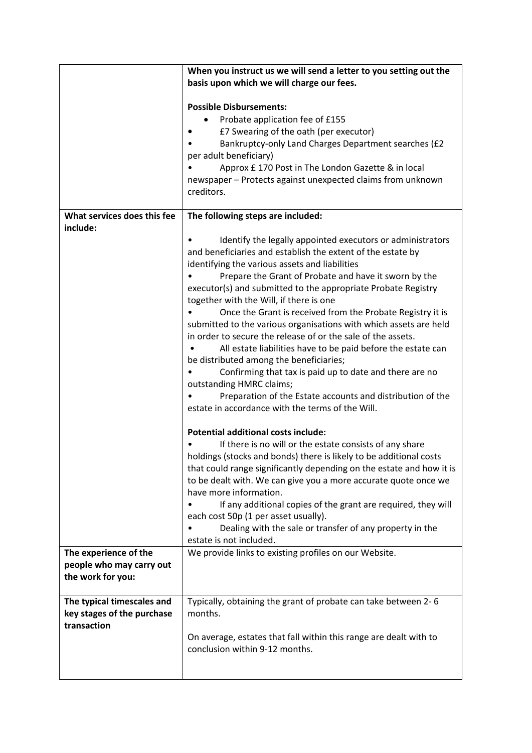| | |
|---|---|
| | **When you instruct us we will send a letter to you setting out the basis upon which we will charge our fees.**<br><br>**Possible Disbursements:**<br>• Probate application fee of £155<br>• £7 Swearing of the oath (per executor)<br>• Bankruptcy-only Land Charges Department searches (£2 per adult beneficiary)<br>• Approx £ 170 Post in The London Gazette & in local newspaper – Protects against unexpected claims from unknown creditors. |
| **What services does this fee include:** | **The following steps are included:**<br><br>• Identify the legally appointed executors or administrators and beneficiaries and establish the extent of the estate by identifying the various assets and liabilities<br>• Prepare the Grant of Probate and have it sworn by the executor(s) and submitted to the appropriate Probate Registry together with the Will, if there is one<br>• Once the Grant is received from the Probate Registry it is submitted to the various organisations with which assets are held in order to secure the release of or the sale of the assets.<br>• All estate liabilities have to be paid before the estate can be distributed among the beneficiaries;<br>• Confirming that tax is paid up to date and there are no outstanding HMRC claims;<br>• Preparation of the Estate accounts and distribution of the estate in accordance with the terms of the Will.<br><br>**Potential additional costs include:**<br>• If there is no will or the estate consists of any share holdings (stocks and bonds) there is likely to be additional costs that could range significantly depending on the estate and how it is to be dealt with. We can give you a more accurate quote once we have more information.<br>• If any additional copies of the grant are required, they will each cost 50p (1 per asset usually).<br>• Dealing with the sale or transfer of any property in the estate is not included. |
| **The experience of the people who may carry out the work for you:** | We provide links to existing profiles on our Website. |
| **The typical timescales and key stages of the purchase transaction** | Typically, obtaining the grant of probate can take between 2- 6 months.<br><br>On average, estates that fall within this range are dealt with to conclusion within 9-12 months. |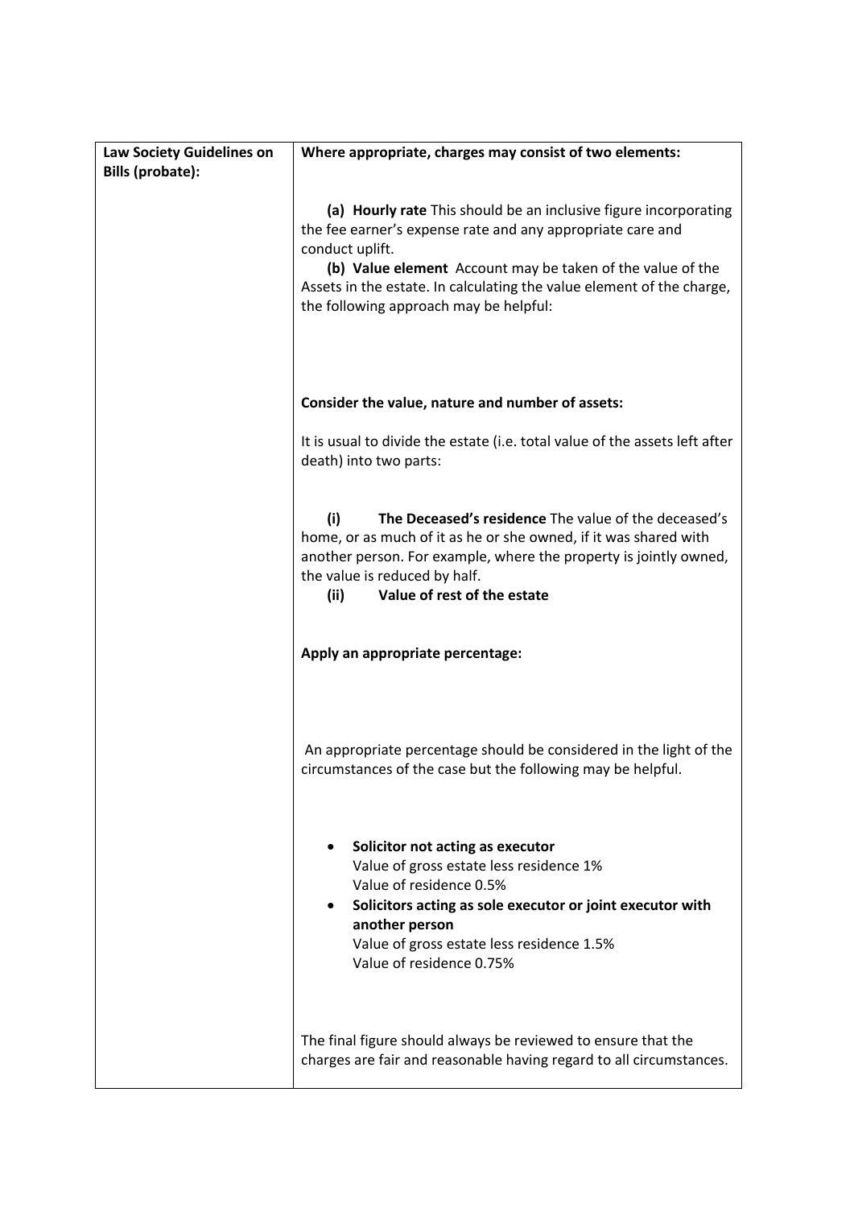| Law Society Guidelines on Bills (probate): | Where appropriate, charges may consist of two elements:<br><br>**(a) Hourly rate** This should be an inclusive figure incorporating the fee earner's expense rate and any appropriate care and conduct uplift.<br>**(b) Value element** Account may be taken of the value of the Assets in the estate. In calculating the value element of the charge, the following approach may be helpful:<br><br>**Consider the value, nature and number of assets:**<br><br>It is usual to divide the estate (i.e. total value of the assets left after death) into two parts:<br><br>**(i) The Deceased's residence** The value of the deceased's home, or as much of it as he or she owned, if it was shared with another person. For example, where the property is jointly owned, the value is reduced by half.<br>**(ii) Value of rest of the estate**<br><br>**Apply an appropriate percentage:**<br><br>An appropriate percentage should be considered in the light of the circumstances of the case but the following may be helpful.<br><br>• **Solicitor not acting as executor**<br>Value of gross estate less residence 1%<br>Value of residence 0.5%<br>• **Solicitors acting as sole executor or joint executor with another person**<br>Value of gross estate less residence 1.5%<br>Value of residence 0.75%<br><br>The final figure should always be reviewed to ensure that the charges are fair and reasonable having regard to all circumstances. |
|---|---|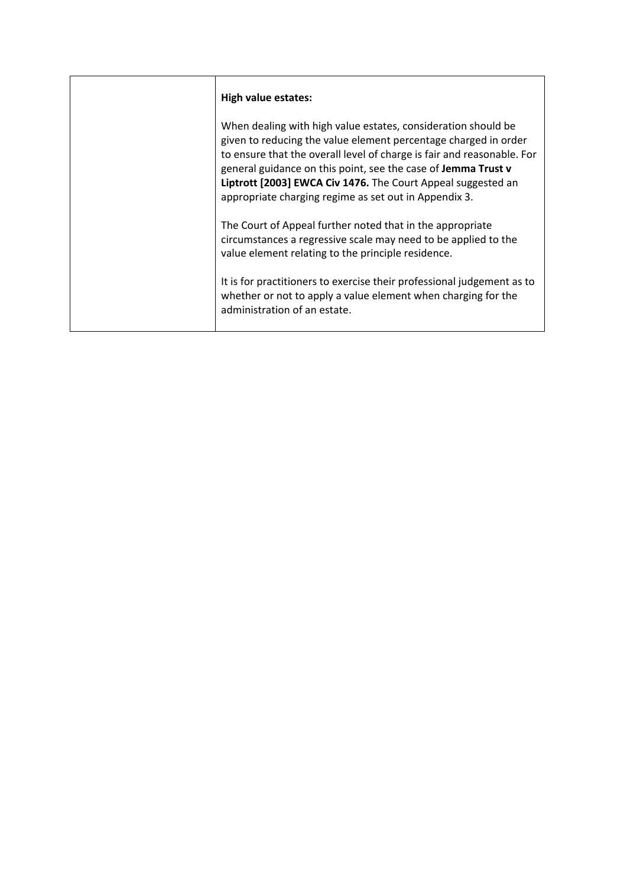| | **High value estates:**<br><br>When dealing with high value estates, consideration should be given to reducing the value element percentage charged in order to ensure that the overall level of charge is fair and reasonable. For general guidance on this point, see the case of **Jemma Trust v Liptrott [2003] EWCA Civ 1476.** The Court Appeal suggested an appropriate charging regime as set out in Appendix 3.<br><br>The Court of Appeal further noted that in the appropriate circumstances a regressive scale may need to be applied to the value element relating to the principle residence.<br><br>It is for practitioners to exercise their professional judgement as to whether or not to apply a value element when charging for the administration of an estate. |
|---|---|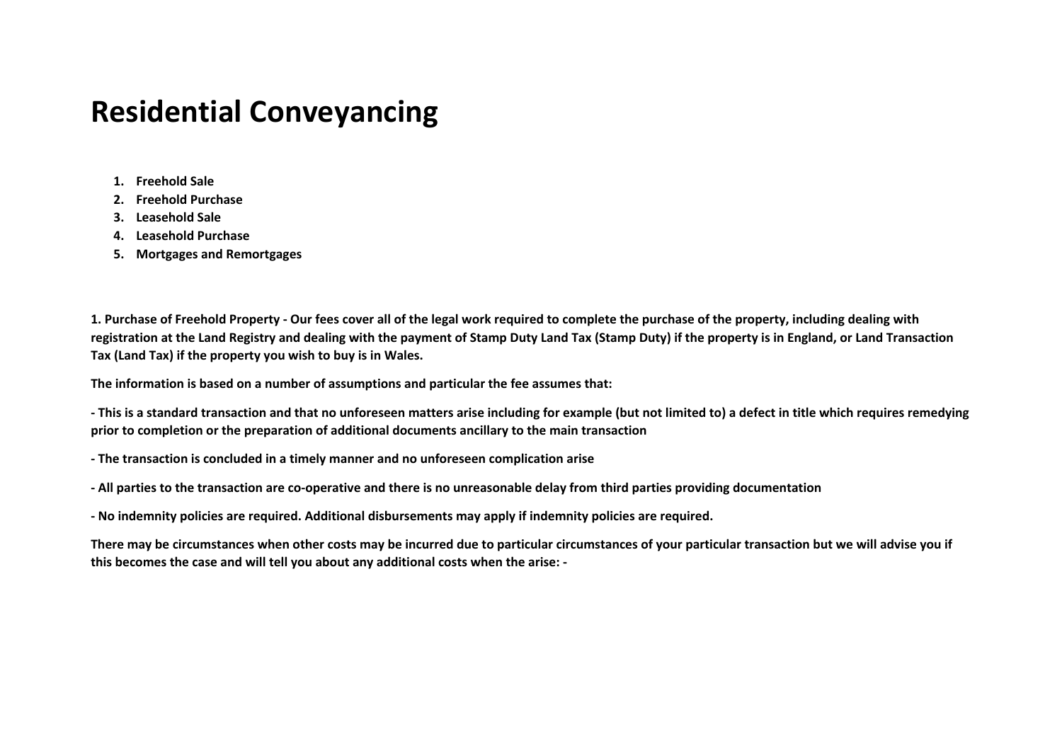# Residential Conveyancing

1. **Freehold Sale**
2. **Freehold Purchase**
3. **Leasehold Sale**
4. **Leasehold Purchase**
5. **Mortgages and Remortgages**

**1. Purchase of Freehold Property - Our fees cover all of the legal work required to complete the purchase of the property, including dealing with registration at the Land Registry and dealing with the payment of Stamp Duty Land Tax (Stamp Duty) if the property is in England, or Land Transaction Tax (Land Tax) if the property you wish to buy is in Wales.**

**The information is based on a number of assumptions and particular the fee assumes that:**

**- This is a standard transaction and that no unforeseen matters arise including for example (but not limited to) a defect in title which requires remedying prior to completion or the preparation of additional documents ancillary to the main transaction**

**- The transaction is concluded in a timely manner and no unforeseen complication arise**

**- All parties to the transaction are co-operative and there is no unreasonable delay from third parties providing documentation**

**- No indemnity policies are required. Additional disbursements may apply if indemnity policies are required.**

**There may be circumstances when other costs may be incurred due to particular circumstances of your particular transaction but we will advise you if this becomes the case and will tell you about any additional costs when the arise: -**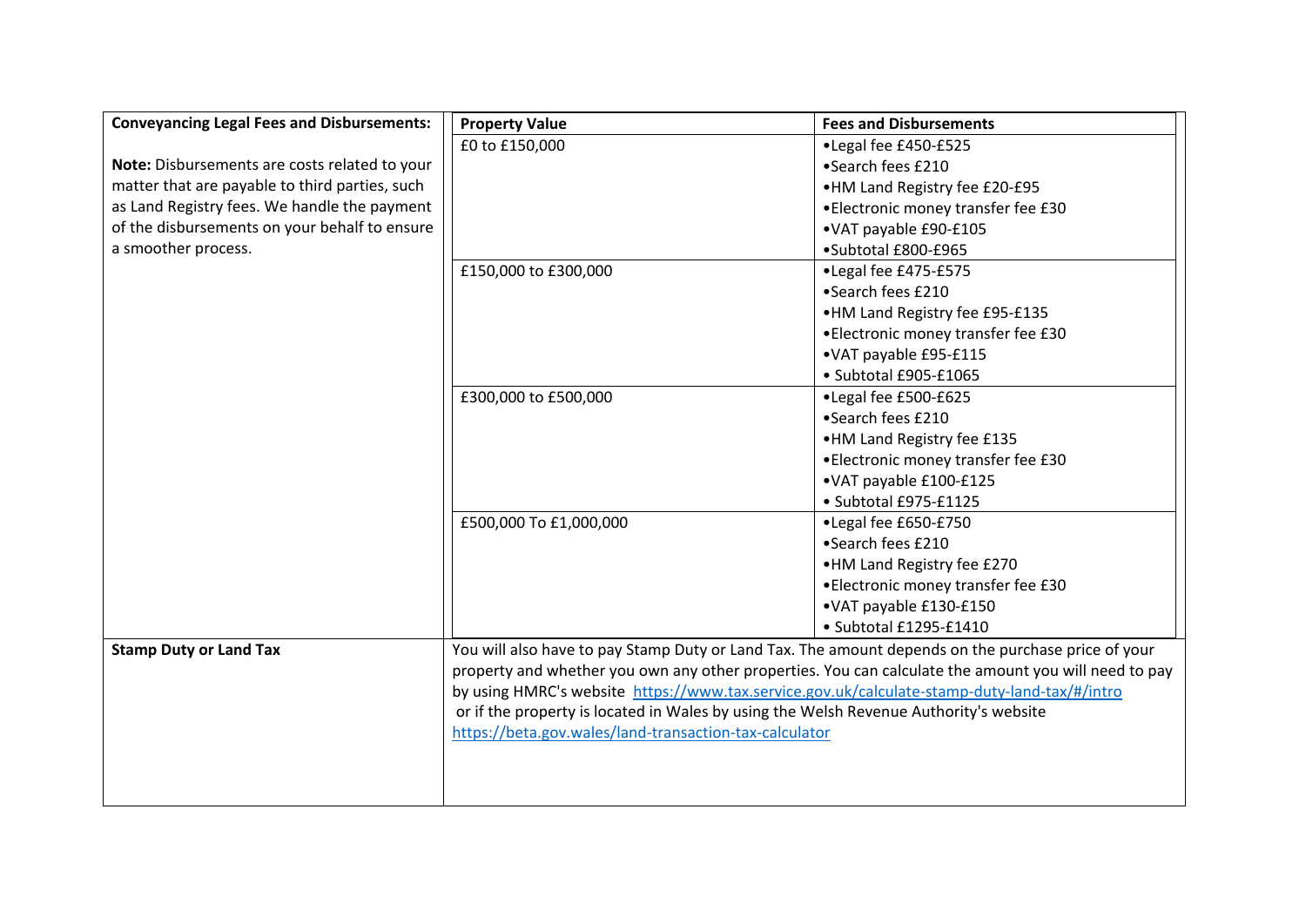| Conveyancing Legal Fees and Disbursements: | Property Value | Fees and Disbursements |
|---|---|---|
| **Note:** Disbursements are costs related to your matter that are payable to third parties, such as Land Registry fees. We handle the payment of the disbursements on your behalf to ensure a smoother process. | £0 to £150,000 | •Legal fee £450-£525<br>•Search fees £210<br>•HM Land Registry fee £20-£95<br>•Electronic money transfer fee £30<br>•VAT payable £90-£105<br>•Subtotal £800-£965 |
| | £150,000 to £300,000 | •Legal fee £475-£575<br>•Search fees £210<br>•HM Land Registry fee £95-£135<br>•Electronic money transfer fee £30<br>•VAT payable £95-£115<br>• Subtotal £905-£1065 |
| | £300,000 to £500,000 | •Legal fee £500-£625<br>•Search fees £210<br>•HM Land Registry fee £135<br>•Electronic money transfer fee £30<br>•VAT payable £100-£125<br>• Subtotal £975-£1125 |
| | £500,000 To £1,000,000 | •Legal fee £650-£750<br>•Search fees £210<br>•HM Land Registry fee £270<br>•Electronic money transfer fee £30<br>•VAT payable £130-£150<br>• Subtotal £1295-£1410 |
| **Stamp Duty or Land Tax** | You will also have to pay Stamp Duty or Land Tax. The amount depends on the purchase price of your property and whether you own any other properties. You can calculate the amount you will need to pay by using HMRC's website https://www.tax.service.gov.uk/calculate-stamp-duty-land-tax/#/intro or if the property is located in Wales by using the Welsh Revenue Authority's website https://beta.gov.wales/land-transaction-tax-calculator | |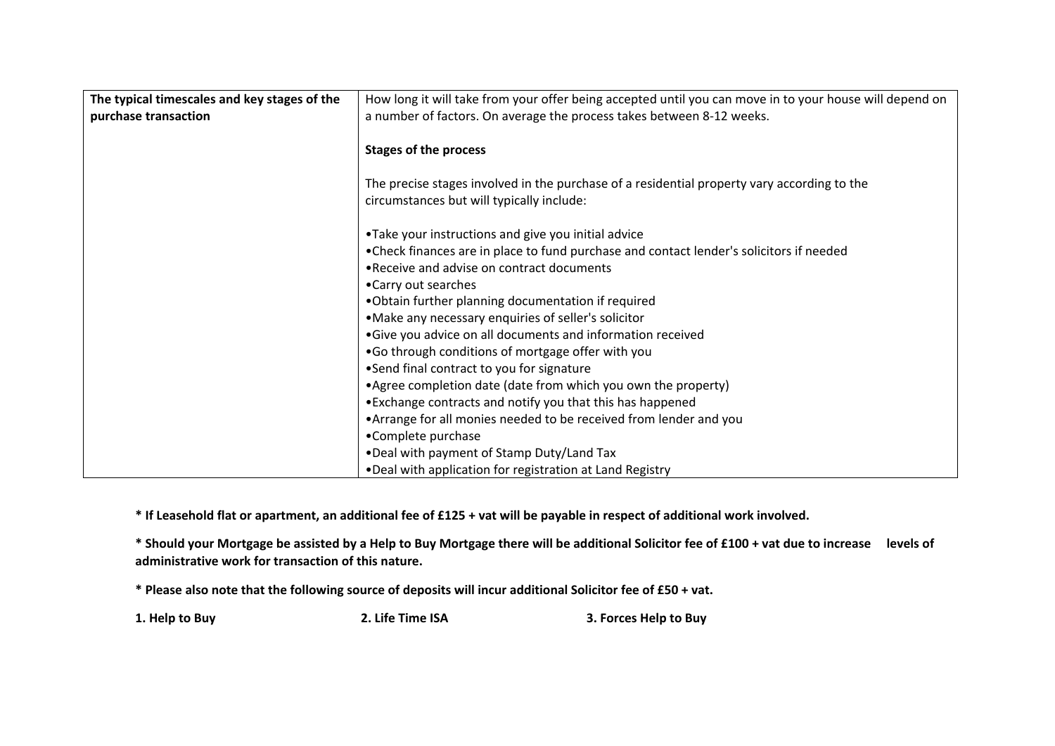| The typical timescales and key stages of the purchase transaction | How long it will take from your offer being accepted until you can move in to your house will depend on a number of factors. On average the process takes between 8-12 weeks.<br><br>**Stages of the process**<br><br>The precise stages involved in the purchase of a residential property vary according to the circumstances but will typically include:<br><br>•Take your instructions and give you initial advice<br>•Check finances are in place to fund purchase and contact lender's solicitors if needed<br>•Receive and advise on contract documents<br>•Carry out searches<br>•Obtain further planning documentation if required<br>•Make any necessary enquiries of seller's solicitor<br>•Give you advice on all documents and information received<br>•Go through conditions of mortgage offer with you<br>•Send final contract to you for signature<br>•Agree completion date (date from which you own the property)<br>•Exchange contracts and notify you that this has happened<br>•Arrange for all monies needed to be received from lender and you<br>•Complete purchase<br>•Deal with payment of Stamp Duty/Land Tax<br>•Deal with application for registration at Land Registry |
|---|---|

**\* If Leasehold flat or apartment, an additional fee of £125 + vat will be payable in respect of additional work involved.**

**\* Should your Mortgage be assisted by a Help to Buy Mortgage there will be additional Solicitor fee of £100 + vat due to increase levels of administrative work for transaction of this nature.**

**\* Please also note that the following source of deposits will incur additional Solicitor fee of £50 + vat.**

**1. Help to Buy** **2. Life Time ISA** **3. Forces Help to Buy**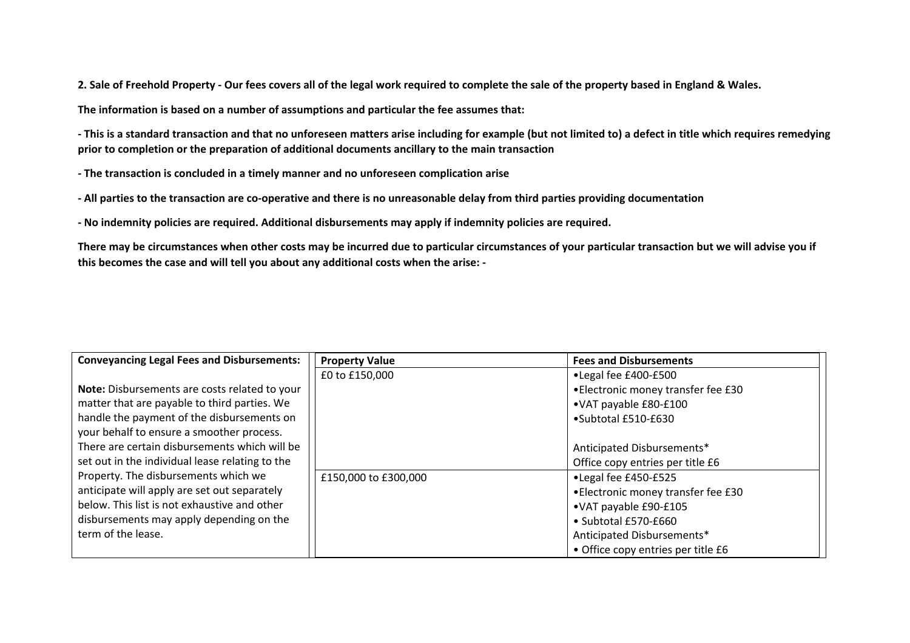**2. Sale of Freehold Property - Our fees covers all of the legal work required to complete the sale of the property based in England & Wales.**

**The information is based on a number of assumptions and particular the fee assumes that:**

**- This is a standard transaction and that no unforeseen matters arise including for example (but not limited to) a defect in title which requires remedying prior to completion or the preparation of additional documents ancillary to the main transaction**

**- The transaction is concluded in a timely manner and no unforeseen complication arise**

**- All parties to the transaction are co-operative and there is no unreasonable delay from third parties providing documentation**

**- No indemnity policies are required. Additional disbursements may apply if indemnity policies are required.**

**There may be circumstances when other costs may be incurred due to particular circumstances of your particular transaction but we will advise you if this becomes the case and will tell you about any additional costs when the arise: -**

| **Conveyancing Legal Fees and Disbursements:** | **Property Value** | **Fees and Disbursements** |
|---|---|---|
| **Note:** Disbursements are costs related to your matter that are payable to third parties. We handle the payment of the disbursements on your behalf to ensure a smoother process. There are certain disbursements which will be set out in the individual lease relating to the Property. The disbursements which we anticipate will apply are set out separately below. This list is not exhaustive and other disbursements may apply depending on the term of the lease. | £0 to £150,000 | •Legal fee £400-£500<br>•Electronic money transfer fee £30<br>•VAT payable £80-£100<br>•Subtotal £510-£630<br><br>Anticipated Disbursements*<br>Office copy entries per title £6 |
| | £150,000 to £300,000 | •Legal fee £450-£525<br>•Electronic money transfer fee £30<br>•VAT payable £90-£105<br>• Subtotal £570-£660<br>Anticipated Disbursements*<br>• Office copy entries per title £6 |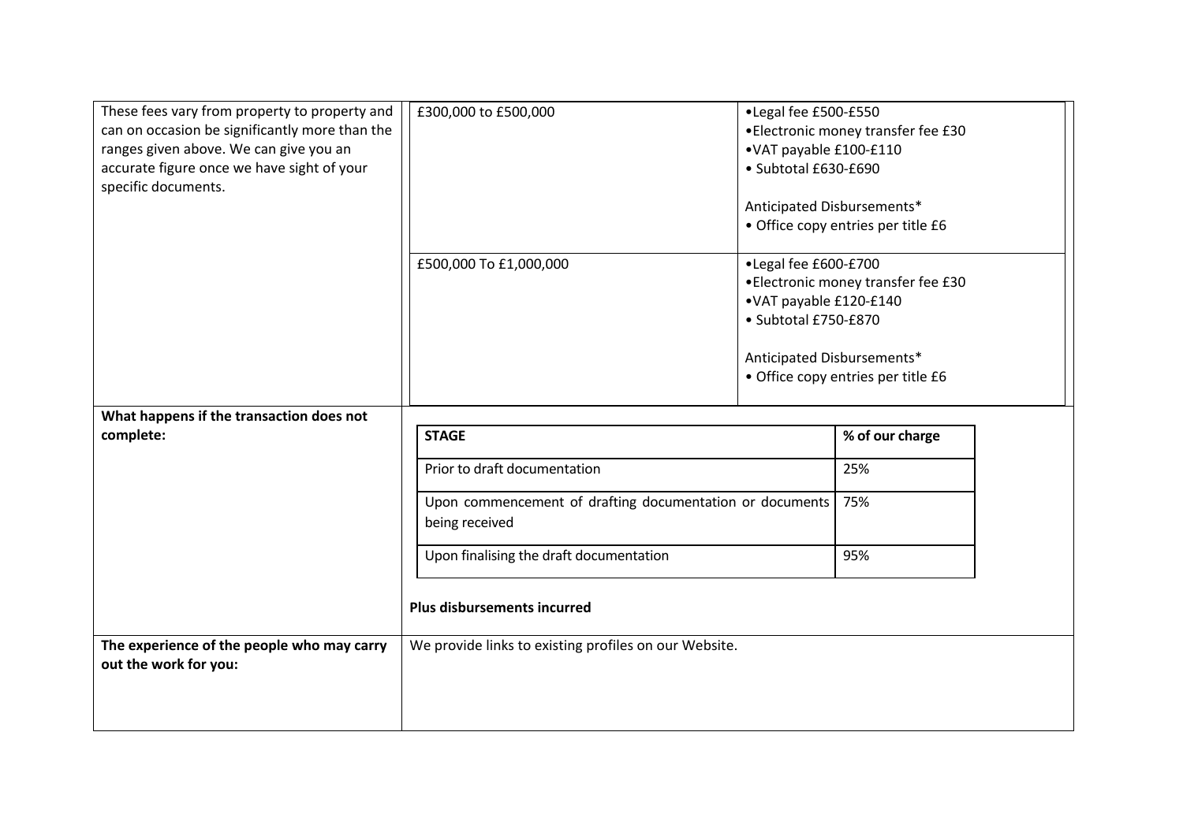| | | |
|---|---|---|
| These fees vary from property to property and can on occasion be significantly more than the ranges given above. We can give you an accurate figure once we have sight of your specific documents. | £300,000 to £500,000 | •Legal fee £500-£550<br>•Electronic money transfer fee £30<br>•VAT payable £100-£110<br>• Subtotal £630-£690<br><br>Anticipated Disbursements*<br>• Office copy entries per title £6 |
| | £500,000 To £1,000,000 | •Legal fee £600-£700<br>•Electronic money transfer fee £30<br>•VAT payable £120-£140<br>• Subtotal £750-£870<br><br>Anticipated Disbursements*<br>• Office copy entries per title £6 |

**What happens if the transaction does not complete:**

| STAGE | % of our charge |
|---|---|
| Prior to draft documentation | 25% |
| Upon commencement of drafting documentation or documents being received | 75% |
| Upon finalising the draft documentation | 95% |

**Plus disbursements incurred**

**The experience of the people who may carry out the work for you:**

We provide links to existing profiles on our Website.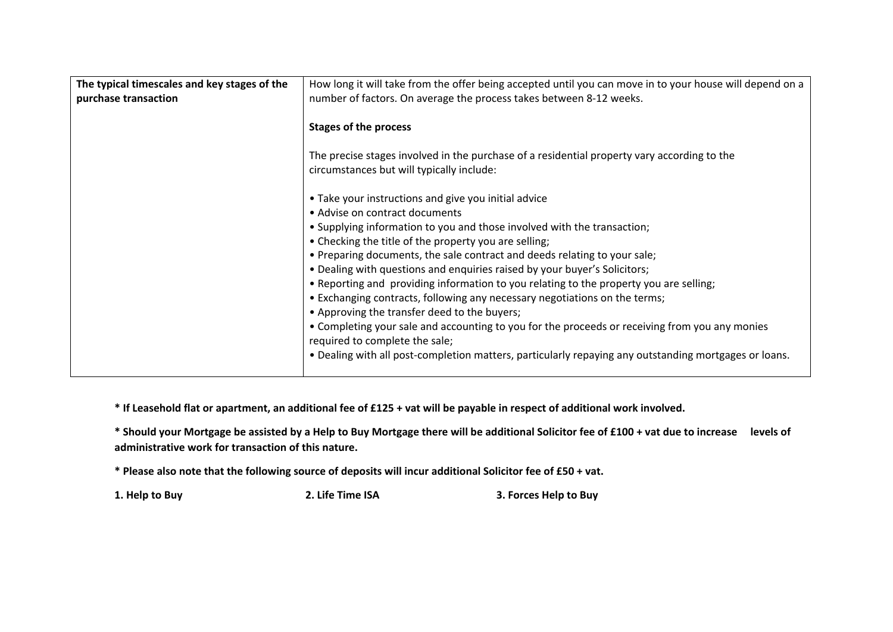| The typical timescales and key stages of the purchase transaction | How long it will take from the offer being accepted until you can move in to your house will depend on a number of factors. On average the process takes between 8-12 weeks.<br><br>**Stages of the process**<br><br>The precise stages involved in the purchase of a residential property vary according to the circumstances but will typically include:<br><br>• Take your instructions and give you initial advice<br>• Advise on contract documents<br>• Supplying information to you and those involved with the transaction;<br>• Checking the title of the property you are selling;<br>• Preparing documents, the sale contract and deeds relating to your sale;<br>• Dealing with questions and enquiries raised by your buyer's Solicitors;<br>• Reporting and providing information to you relating to the property you are selling;<br>• Exchanging contracts, following any necessary negotiations on the terms;<br>• Approving the transfer deed to the buyers;<br>• Completing your sale and accounting to you for the proceeds or receiving from you any monies required to complete the sale;<br>• Dealing with all post-completion matters, particularly repaying any outstanding mortgages or loans. |
|---|---|

**\* If Leasehold flat or apartment, an additional fee of £125 + vat will be payable in respect of additional work involved.**

**\* Should your Mortgage be assisted by a Help to Buy Mortgage there will be additional Solicitor fee of £100 + vat due to increase levels of administrative work for transaction of this nature.**

**\* Please also note that the following source of deposits will incur additional Solicitor fee of £50 + vat.**

**1. Help to Buy** **2. Life Time ISA** **3. Forces Help to Buy**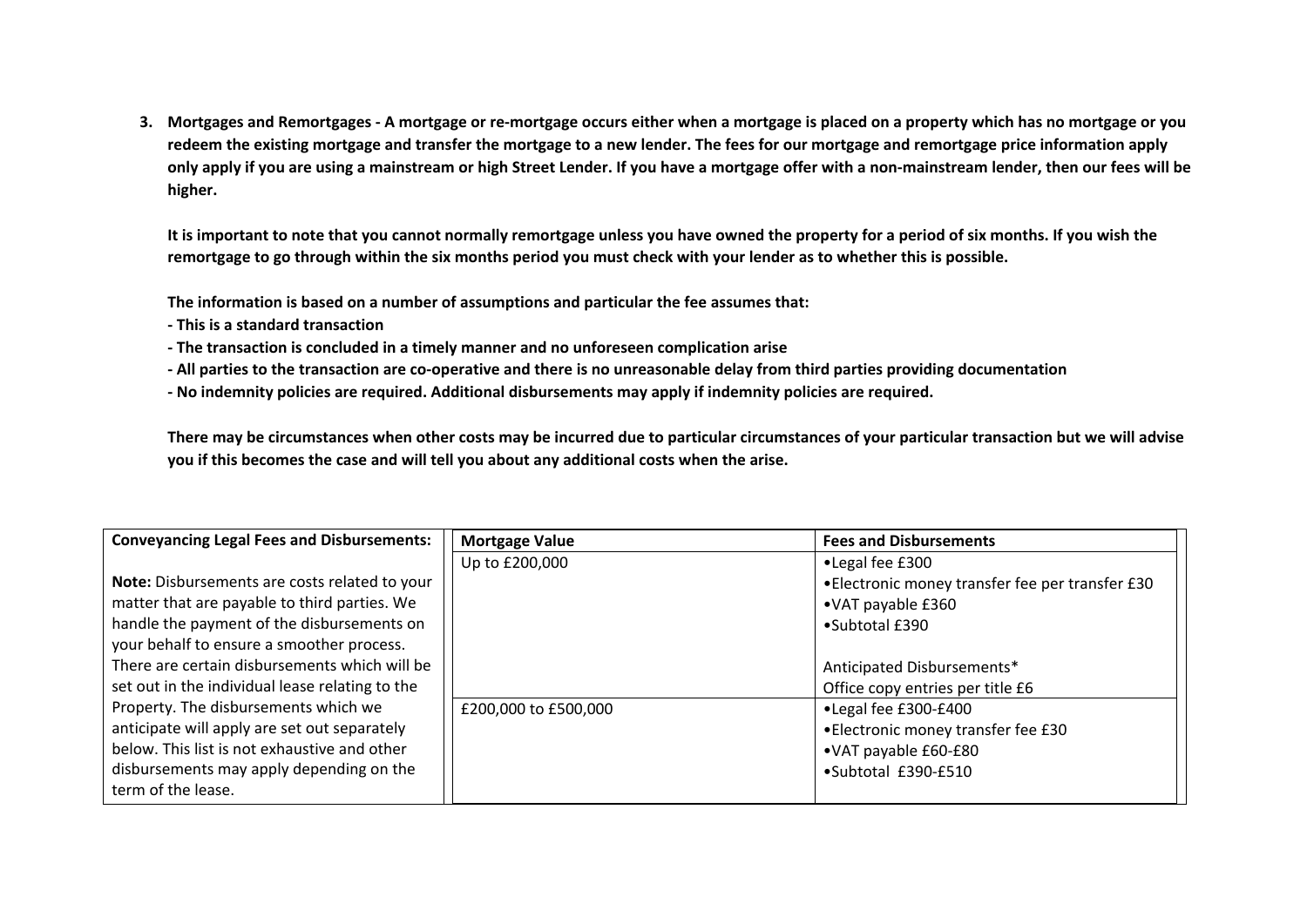3. **Mortgages and Remortgages - A mortgage or re-mortgage occurs either when a mortgage is placed on a property which has no mortgage or you redeem the existing mortgage and transfer the mortgage to a new lender. The fees for our mortgage and remortgage price information apply only apply if you are using a mainstream or high Street Lender. If you have a mortgage offer with a non-mainstream lender, then our fees will be higher.**

   **It is important to note that you cannot normally remortgage unless you have owned the property for a period of six months. If you wish the remortgage to go through within the six months period you must check with your lender as to whether this is possible.**

   **The information is based on a number of assumptions and particular the fee assumes that:**

   **- This is a standard transaction**

   **- The transaction is concluded in a timely manner and no unforeseen complication arise**

   **- All parties to the transaction are co-operative and there is no unreasonable delay from third parties providing documentation**

   **- No indemnity policies are required. Additional disbursements may apply if indemnity policies are required.**

   **There may be circumstances when other costs may be incurred due to particular circumstances of your particular transaction but we will advise you if this becomes the case and will tell you about any additional costs when the arise.**

| **Conveyancing Legal Fees and Disbursements:** | **Mortgage Value** | **Fees and Disbursements** |
|---|---|---|
| **Note:** Disbursements are costs related to your matter that are payable to third parties. We handle the payment of the disbursements on your behalf to ensure a smoother process. There are certain disbursements which will be set out in the individual lease relating to the Property. The disbursements which we anticipate will apply are set out separately below. This list is not exhaustive and other disbursements may apply depending on the term of the lease. | Up to £200,000 | •Legal fee £300<br>•Electronic money transfer fee per transfer £30<br>•VAT payable £360<br>•Subtotal £390<br><br>Anticipated Disbursements*<br>Office copy entries per title £6 |
| | £200,000 to £500,000 | •Legal fee £300-£400<br>•Electronic money transfer fee £30<br>•VAT payable £60-£80<br>•Subtotal £390-£510 |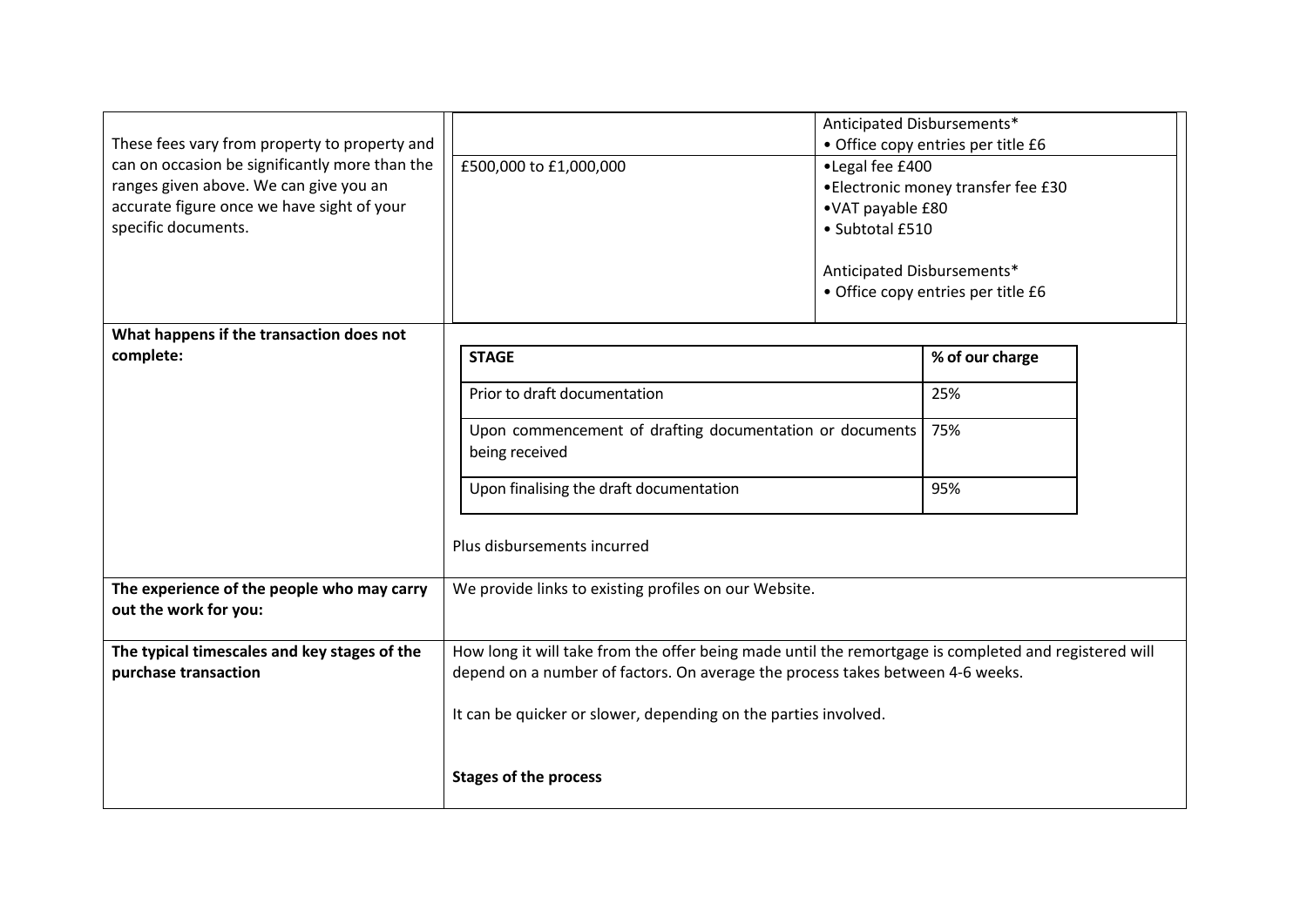| | | |
|---|---|---|
| These fees vary from property to property and can on occasion be significantly more than the ranges given above. We can give you an accurate figure once we have sight of your specific documents. | | Anticipated Disbursements*<br>• Office copy entries per title £6 |
| | £500,000 to £1,000,000 | •Legal fee £400<br>•Electronic money transfer fee £30<br>•VAT payable £80<br>• Subtotal £510<br><br>Anticipated Disbursements*<br>• Office copy entries per title £6 |

**What happens if the transaction does not complete:**

| STAGE | % of our charge |
|---|---|
| Prior to draft documentation | 25% |
| Upon commencement of drafting documentation or documents being received | 75% |
| Upon finalising the draft documentation | 95% |

Plus disbursements incurred

**The experience of the people who may carry out the work for you:**

We provide links to existing profiles on our Website.

**The typical timescales and key stages of the purchase transaction**

How long it will take from the offer being made until the remortgage is completed and registered will depend on a number of factors. On average the process takes between 4-6 weeks.

It can be quicker or slower, depending on the parties involved.

**Stages of the process**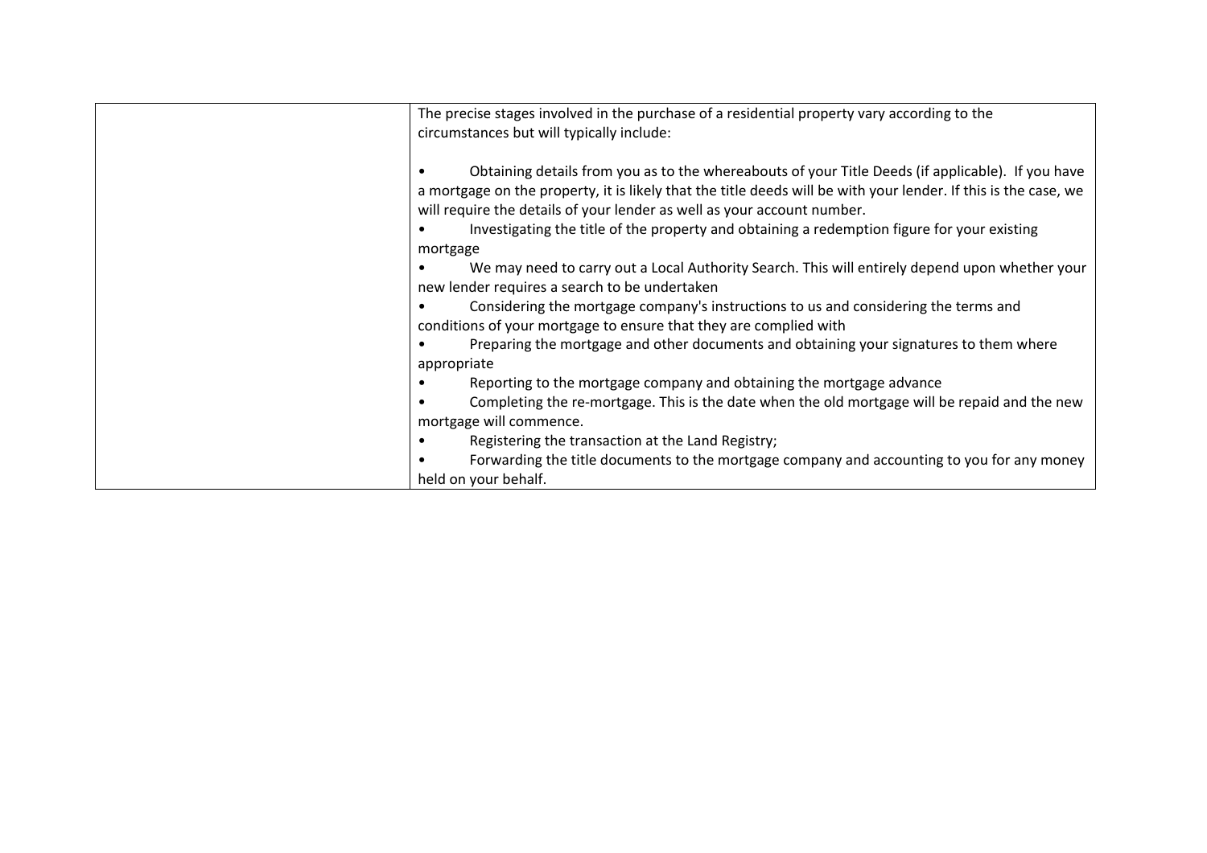| | |
|---|---|
| | The precise stages involved in the purchase of a residential property vary according to the circumstances but will typically include:<br><br>• Obtaining details from you as to the whereabouts of your Title Deeds (if applicable). If you have a mortgage on the property, it is likely that the title deeds will be with your lender. If this is the case, we will require the details of your lender as well as your account number.<br>• Investigating the title of the property and obtaining a redemption figure for your existing mortgage<br>• We may need to carry out a Local Authority Search. This will entirely depend upon whether your new lender requires a search to be undertaken<br>• Considering the mortgage company's instructions to us and considering the terms and conditions of your mortgage to ensure that they are complied with<br>• Preparing the mortgage and other documents and obtaining your signatures to them where appropriate<br>• Reporting to the mortgage company and obtaining the mortgage advance<br>• Completing the re-mortgage. This is the date when the old mortgage will be repaid and the new mortgage will commence.<br>• Registering the transaction at the Land Registry;<br>• Forwarding the title documents to the mortgage company and accounting to you for any money held on your behalf. |